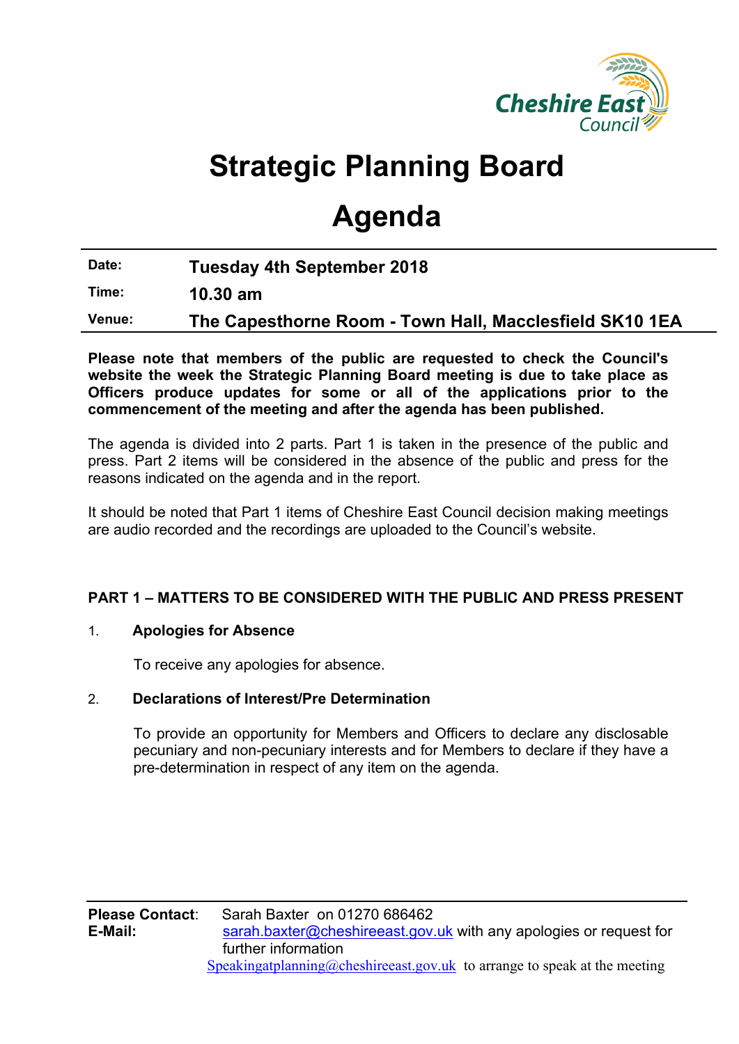# Strategic Planning Board

# Agenda

| | |
|---|---|
| **Date:** | **Tuesday 4th September 2018** |
| **Time:** | **10.30 am** |
| **Venue:** | **The Capesthorne Room - Town Hall, Macclesfield SK10 1EA** |

**Please note that members of the public are requested to check the Council's website the week the Strategic Planning Board meeting is due to take place as Officers produce updates for some or all of the applications prior to the commencement of the meeting and after the agenda has been published.**

The agenda is divided into 2 parts. Part 1 is taken in the presence of the public and press. Part 2 items will be considered in the absence of the public and press for the reasons indicated on the agenda and in the report.

It should be noted that Part 1 items of Cheshire East Council decision making meetings are audio recorded and the recordings are uploaded to the Council's website.

## PART 1 – MATTERS TO BE CONSIDERED WITH THE PUBLIC AND PRESS PRESENT

1. **Apologies for Absence**

   To receive any apologies for absence.

2. **Declarations of Interest/Pre Determination**

   To provide an opportunity for Members and Officers to declare any disclosable pecuniary and non-pecuniary interests and for Members to declare if they have a pre-determination in respect of any item on the agenda.

---

**Please Contact**: Sarah Baxter on 01270 686462
**E-Mail:** sarah.baxter@cheshireeast.gov.uk with any apologies or request for further information
Speakingatplanning@cheshireeast.gov.uk to arrange to speak at the meeting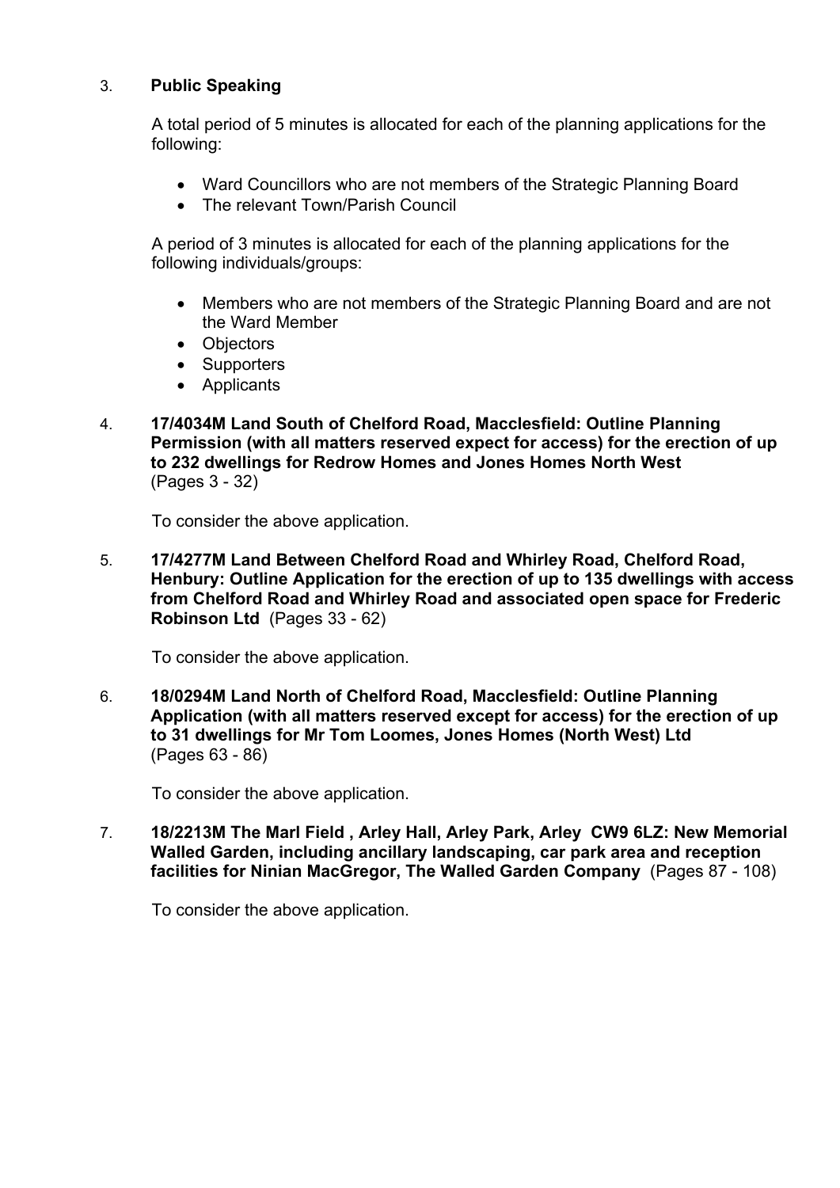3. **Public Speaking**

   A total period of 5 minutes is allocated for each of the planning applications for the following:

   - Ward Councillors who are not members of the Strategic Planning Board
   - The relevant Town/Parish Council

   A period of 3 minutes is allocated for each of the planning applications for the following individuals/groups:

   - Members who are not members of the Strategic Planning Board and are not the Ward Member
   - Objectors
   - Supporters
   - Applicants

4. **17/4034M Land South of Chelford Road, Macclesfield: Outline Planning Permission (with all matters reserved expect for access) for the erection of up to 232 dwellings for Redrow Homes and Jones Homes North West** (Pages 3 - 32)

   To consider the above application.

5. **17/4277M Land Between Chelford Road and Whirley Road, Chelford Road, Henbury: Outline Application for the erection of up to 135 dwellings with access from Chelford Road and Whirley Road and associated open space for Frederic Robinson Ltd** (Pages 33 - 62)

   To consider the above application.

6. **18/0294M Land North of Chelford Road, Macclesfield: Outline Planning Application (with all matters reserved except for access) for the erection of up to 31 dwellings for Mr Tom Loomes, Jones Homes (North West) Ltd** (Pages 63 - 86)

   To consider the above application.

7. **18/2213M The Marl Field , Arley Hall, Arley Park, Arley CW9 6LZ: New Memorial Walled Garden, including ancillary landscaping, car park area and reception facilities for Ninian MacGregor, The Walled Garden Company** (Pages 87 - 108)

   To consider the above application.